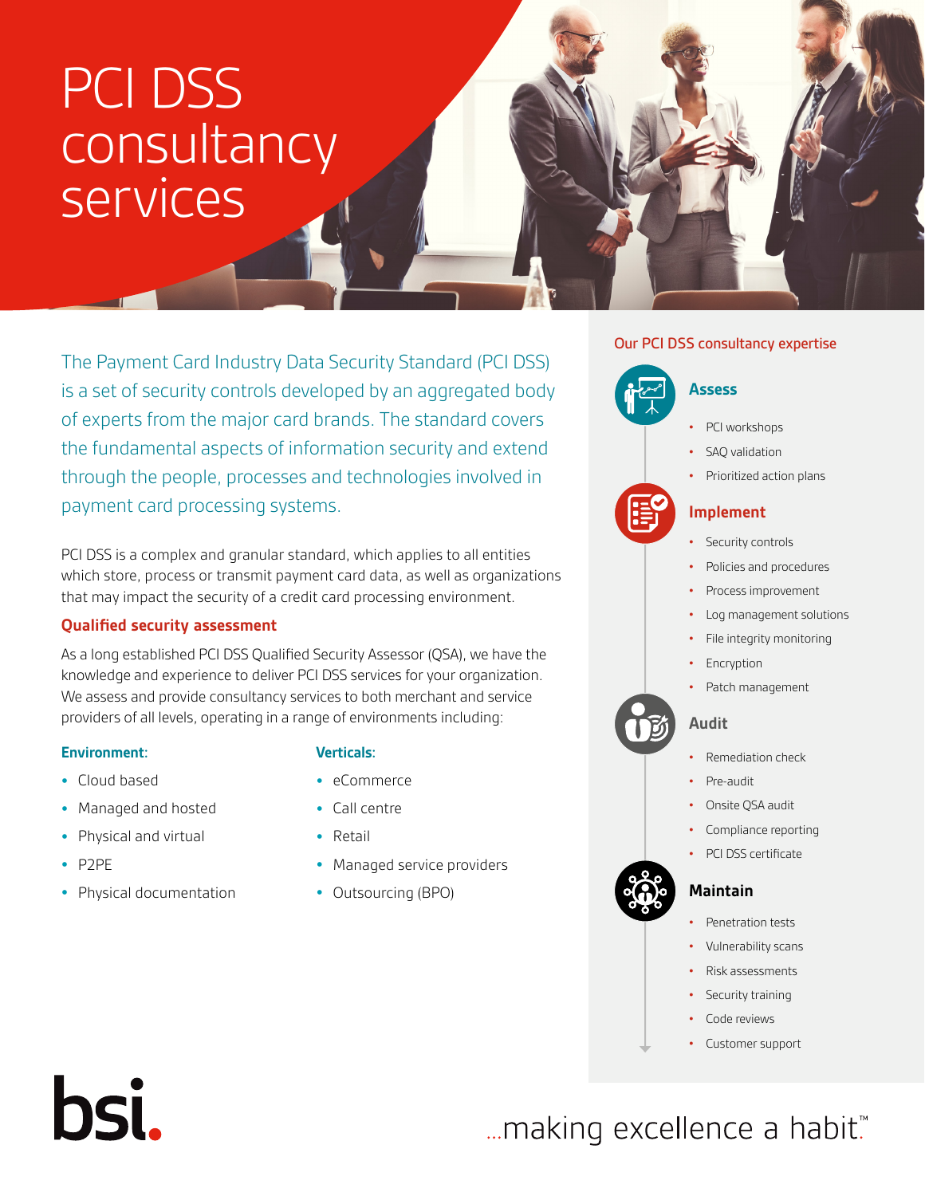# PCI DSS consultancy services

The Payment Card Industry Data Security Standard (PCI DSS) is a set of security controls developed by an aggregated body of experts from the major card brands. The standard covers the fundamental aspects of information security and extend through the people, processes and technologies involved in payment card processing systems.

PCI DSS is a complex and granular standard, which applies to all entities which store, process or transmit payment card data, as well as organizations that may impact the security of a credit card processing environment.

## Qualified security assessment

As a long established PCI DSS Qualified Security Assessor (QSA), we have the knowledge and experience to deliver PCI DSS services for your organization. We assess and provide consultancy services to both merchant and service providers of all levels, operating in a range of environments including:

**Environment:**

- Cloud based
- Managed and hosted
- Physical and virtual
- P2PE
- Physical documentation

**Verticals:**

- eCommerce
- Call centre
- Retail
- Managed service providers
- Outsourcing (BPO)

## Our PCI DSS consultancy expertise

### Assess

- PCI workshops
- SAQ validation
- Prioritized action plans

### Implement

- Security controls
- Policies and procedures
- Process improvement
- Log management solutions
- File integrity monitoring
- Encryption
- Patch management

### Audit

- Remediation check
- Pre-audit
- Onsite QSA audit
- Compliance reporting
- PCI DSS certificate

### Maintain

- Penetration tests
- Vulnerability scans
- Risk assessments
- Security training
- Code reviews
- Customer support

bsi.

...making excellence a habit.™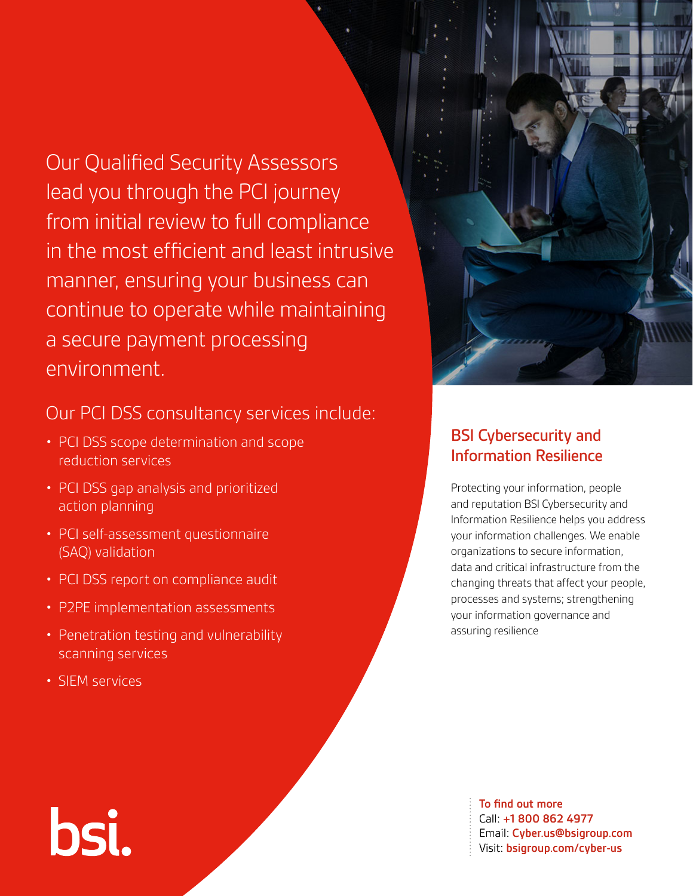Our Qualified Security Assessors lead you through the PCI journey from initial review to full compliance in the most efficient and least intrusive manner, ensuring your business can continue to operate while maintaining a secure payment processing environment.

Our PCI DSS consultancy services include:

- PCI DSS scope determination and scope reduction services
- PCI DSS gap analysis and prioritized action planning
- PCI self-assessment questionnaire (SAQ) validation
- PCI DSS report on compliance audit
- P2PE implementation assessments
- Penetration testing and vulnerability scanning services
- SIEM services

## BSI Cybersecurity and Information Resilience

Protecting your information, people and reputation BSI Cybersecurity and Information Resilience helps you address your information challenges. We enable organizations to secure information, data and critical infrastructure from the changing threats that affect your people, processes and systems; strengthening your information governance and assuring resilience

bsi.

**To find out more**
Call: **+1 800 862 4977**
Email: **Cyber.us@bsigroup.com**
Visit: **bsigroup.com/cyber-us**